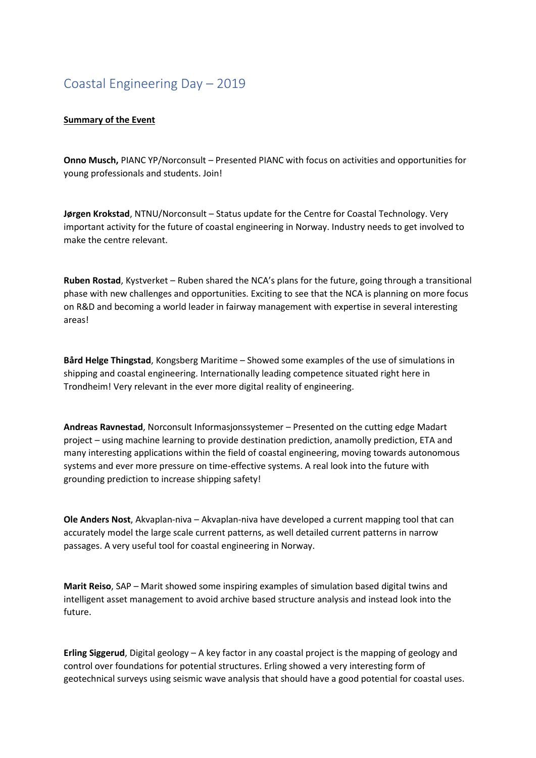# Coastal Engineering Day – 2019

**Summary of the Event**

**Onno Musch,** PIANC YP/Norconsult – Presented PIANC with focus on activities and opportunities for young professionals and students. Join!

**Jørgen Krokstad**, NTNU/Norconsult – Status update for the Centre for Coastal Technology. Very important activity for the future of coastal engineering in Norway. Industry needs to get involved to make the centre relevant.

**Ruben Rostad**, Kystverket – Ruben shared the NCA's plans for the future, going through a transitional phase with new challenges and opportunities. Exciting to see that the NCA is planning on more focus on R&D and becoming a world leader in fairway management with expertise in several interesting areas!

**Bård Helge Thingstad**, Kongsberg Maritime – Showed some examples of the use of simulations in shipping and coastal engineering. Internationally leading competence situated right here in Trondheim! Very relevant in the ever more digital reality of engineering.

**Andreas Ravnestad**, Norconsult Informasjonssystemer – Presented on the cutting edge Madart project – using machine learning to provide destination prediction, anamolly prediction, ETA and many interesting applications within the field of coastal engineering, moving towards autonomous systems and ever more pressure on time-effective systems. A real look into the future with grounding prediction to increase shipping safety!

**Ole Anders Nost**, Akvaplan-niva – Akvaplan-niva have developed a current mapping tool that can accurately model the large scale current patterns, as well detailed current patterns in narrow passages. A very useful tool for coastal engineering in Norway.

**Marit Reiso**, SAP – Marit showed some inspiring examples of simulation based digital twins and intelligent asset management to avoid archive based structure analysis and instead look into the future.

**Erling Siggerud**, Digital geology – A key factor in any coastal project is the mapping of geology and control over foundations for potential structures. Erling showed a very interesting form of geotechnical surveys using seismic wave analysis that should have a good potential for coastal uses.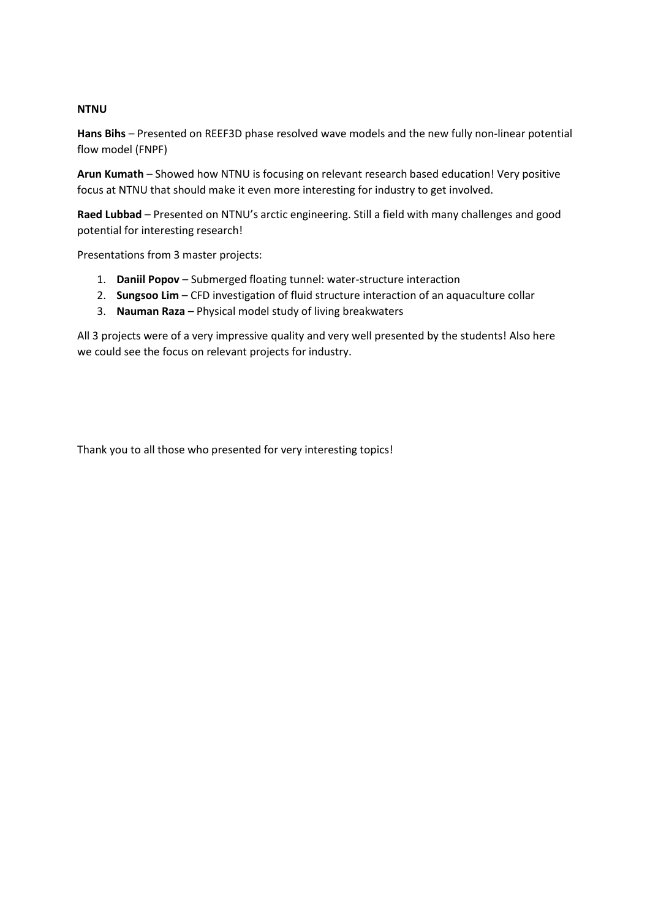**NTNU**

**Hans Bihs** – Presented on REEF3D phase resolved wave models and the new fully non-linear potential flow model (FNPF)

**Arun Kumath** – Showed how NTNU is focusing on relevant research based education! Very positive focus at NTNU that should make it even more interesting for industry to get involved.

**Raed Lubbad** – Presented on NTNU's arctic engineering. Still a field with many challenges and good potential for interesting research!

Presentations from 3 master projects:

1. **Daniil Popov** – Submerged floating tunnel: water-structure interaction
2. **Sungsoo Lim** – CFD investigation of fluid structure interaction of an aquaculture collar
3. **Nauman Raza** – Physical model study of living breakwaters

All 3 projects were of a very impressive quality and very well presented by the students! Also here we could see the focus on relevant projects for industry.

Thank you to all those who presented for very interesting topics!